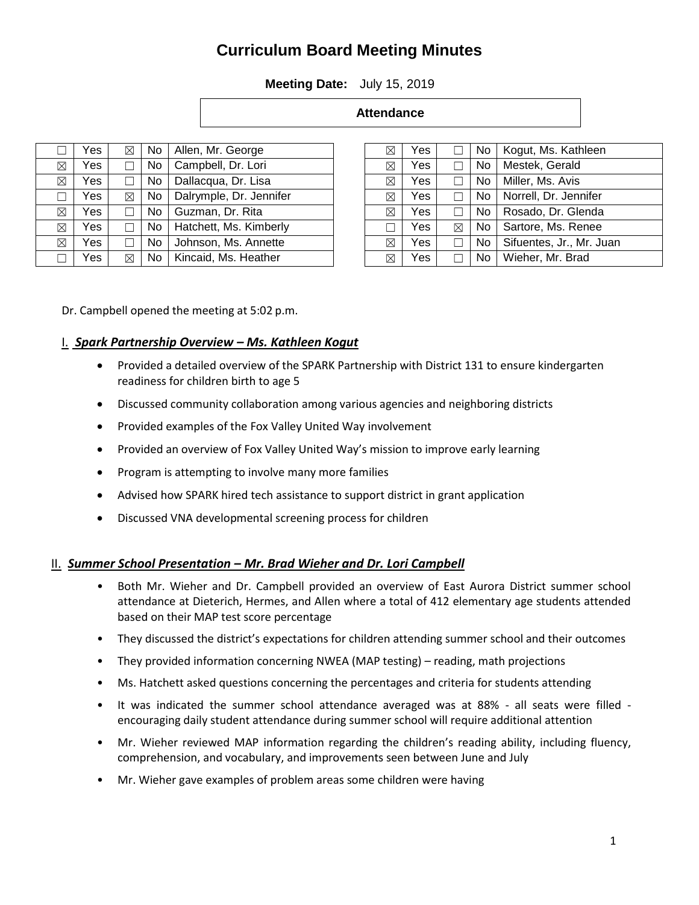# Curriculum Board Meeting Minutes

**Meeting Date:** July 15, 2019

**Attendance**

| ☐ | Yes | ☒ | No | Allen, Mr. George |
|---|---|---|---|---|
| ☒ | Yes | ☐ | No | Campbell, Dr. Lori |
| ☒ | Yes | ☐ | No | Dallacqua, Dr. Lisa |
| ☐ | Yes | ☒ | No | Dalrymple, Dr. Jennifer |
| ☒ | Yes | ☐ | No | Guzman, Dr. Rita |
| ☒ | Yes | ☐ | No | Hatchett, Ms. Kimberly |
| ☒ | Yes | ☐ | No | Johnson, Ms. Annette |
| ☐ | Yes | ☒ | No | Kincaid, Ms. Heather |

| ☒ | Yes | ☐ | No | Kogut, Ms. Kathleen |
|---|---|---|---|---|
| ☒ | Yes | ☐ | No | Mestek, Gerald |
| ☒ | Yes | ☐ | No | Miller, Ms. Avis |
| ☒ | Yes | ☐ | No | Norrell, Dr. Jennifer |
| ☒ | Yes | ☐ | No | Rosado, Dr. Glenda |
| ☐ | Yes | ☒ | No | Sartore, Ms. Renee |
| ☒ | Yes | ☐ | No | Sifuentes, Jr., Mr. Juan |
| ☒ | Yes | ☐ | No | Wieher, Mr. Brad |

Dr. Campbell opened the meeting at 5:02 p.m.

## I. ***Spark Partnership Overview – Ms. Kathleen Kogut***

- Provided a detailed overview of the SPARK Partnership with District 131 to ensure kindergarten readiness for children birth to age 5
- Discussed community collaboration among various agencies and neighboring districts
- Provided examples of the Fox Valley United Way involvement
- Provided an overview of Fox Valley United Way's mission to improve early learning
- Program is attempting to involve many more families
- Advised how SPARK hired tech assistance to support district in grant application
- Discussed VNA developmental screening process for children

## II. ***Summer School Presentation – Mr. Brad Wieher and Dr. Lori Campbell***

- Both Mr. Wieher and Dr. Campbell provided an overview of East Aurora District summer school attendance at Dieterich, Hermes, and Allen where a total of 412 elementary age students attended based on their MAP test score percentage
- They discussed the district's expectations for children attending summer school and their outcomes
- They provided information concerning NWEA (MAP testing) – reading, math projections
- Ms. Hatchett asked questions concerning the percentages and criteria for students attending
- It was indicated the summer school attendance averaged was at 88% - all seats were filled - encouraging daily student attendance during summer school will require additional attention
- Mr. Wieher reviewed MAP information regarding the children's reading ability, including fluency, comprehension, and vocabulary, and improvements seen between June and July
- Mr. Wieher gave examples of problem areas some children were having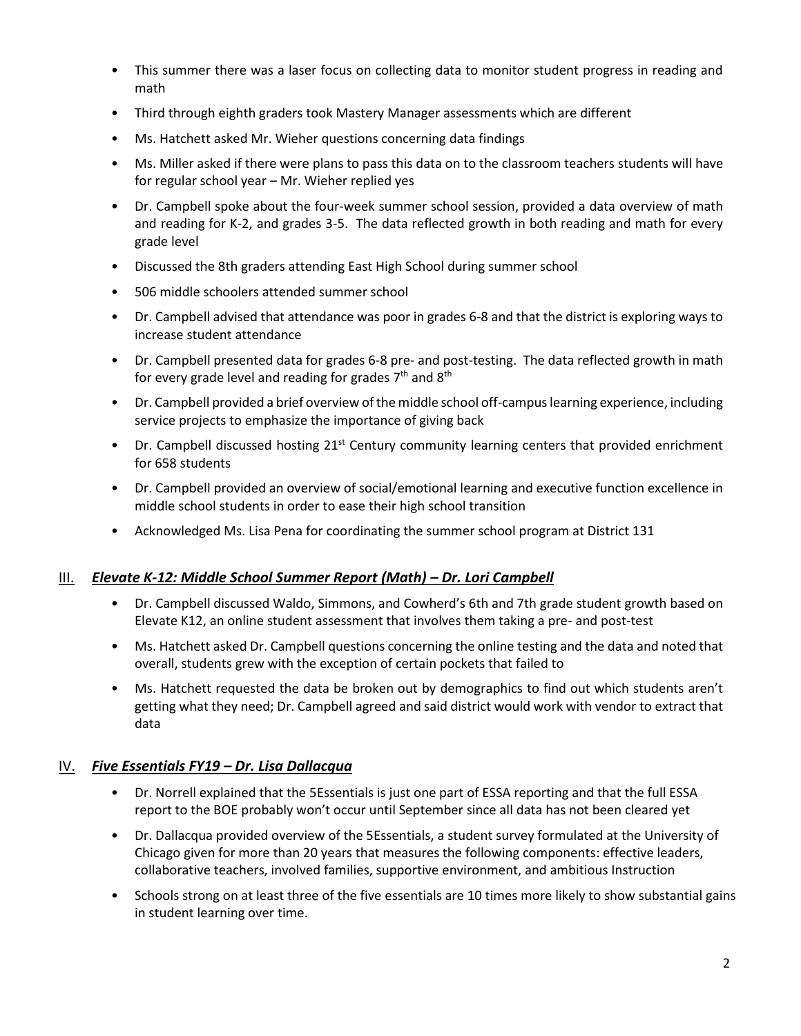- This summer there was a laser focus on collecting data to monitor student progress in reading and math
- Third through eighth graders took Mastery Manager assessments which are different
- Ms. Hatchett asked Mr. Wieher questions concerning data findings
- Ms. Miller asked if there were plans to pass this data on to the classroom teachers students will have for regular school year – Mr. Wieher replied yes
- Dr. Campbell spoke about the four-week summer school session, provided a data overview of math and reading for K-2, and grades 3-5. The data reflected growth in both reading and math for every grade level
- Discussed the 8th graders attending East High School during summer school
- 506 middle schoolers attended summer school
- Dr. Campbell advised that attendance was poor in grades 6-8 and that the district is exploring ways to increase student attendance
- Dr. Campbell presented data for grades 6-8 pre- and post-testing. The data reflected growth in math for every grade level and reading for grades 7th and 8th
- Dr. Campbell provided a brief overview of the middle school off-campus learning experience, including service projects to emphasize the importance of giving back
- Dr. Campbell discussed hosting 21st Century community learning centers that provided enrichment for 658 students
- Dr. Campbell provided an overview of social/emotional learning and executive function excellence in middle school students in order to ease their high school transition
- Acknowledged Ms. Lisa Pena for coordinating the summer school program at District 131

## III. ***Elevate K-12: Middle School Summer Report (Math) – Dr. Lori Campbell***

- Dr. Campbell discussed Waldo, Simmons, and Cowherd's 6th and 7th grade student growth based on Elevate K12, an online student assessment that involves them taking a pre- and post-test
- Ms. Hatchett asked Dr. Campbell questions concerning the online testing and the data and noted that overall, students grew with the exception of certain pockets that failed to
- Ms. Hatchett requested the data be broken out by demographics to find out which students aren't getting what they need; Dr. Campbell agreed and said district would work with vendor to extract that data

## IV. ***Five Essentials FY19 – Dr. Lisa Dallacqua***

- Dr. Norrell explained that the 5Essentials is just one part of ESSA reporting and that the full ESSA report to the BOE probably won't occur until September since all data has not been cleared yet
- Dr. Dallacqua provided overview of the 5Essentials, a student survey formulated at the University of Chicago given for more than 20 years that measures the following components: effective leaders, collaborative teachers, involved families, supportive environment, and ambitious Instruction
- Schools strong on at least three of the five essentials are 10 times more likely to show substantial gains in student learning over time.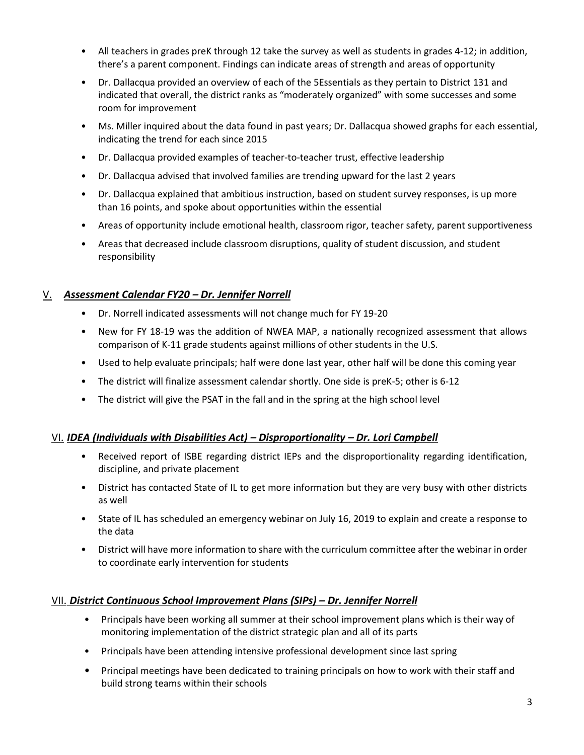- All teachers in grades preK through 12 take the survey as well as students in grades 4-12; in addition, there's a parent component. Findings can indicate areas of strength and areas of opportunity
- Dr. Dallacqua provided an overview of each of the 5Essentials as they pertain to District 131 and indicated that overall, the district ranks as "moderately organized" with some successes and some room for improvement
- Ms. Miller inquired about the data found in past years; Dr. Dallacqua showed graphs for each essential, indicating the trend for each since 2015
- Dr. Dallacqua provided examples of teacher-to-teacher trust, effective leadership
- Dr. Dallacqua advised that involved families are trending upward for the last 2 years
- Dr. Dallacqua explained that ambitious instruction, based on student survey responses, is up more than 16 points, and spoke about opportunities within the essential
- Areas of opportunity include emotional health, classroom rigor, teacher safety, parent supportiveness
- Areas that decreased include classroom disruptions, quality of student discussion, and student responsibility

## V. ***Assessment Calendar FY20 – Dr. Jennifer Norrell***

- Dr. Norrell indicated assessments will not change much for FY 19-20
- New for FY 18-19 was the addition of NWEA MAP, a nationally recognized assessment that allows comparison of K-11 grade students against millions of other students in the U.S.
- Used to help evaluate principals; half were done last year, other half will be done this coming year
- The district will finalize assessment calendar shortly. One side is preK-5; other is 6-12
- The district will give the PSAT in the fall and in the spring at the high school level

## VI. ***IDEA (Individuals with Disabilities Act) – Disproportionality – Dr. Lori Campbell***

- Received report of ISBE regarding district IEPs and the disproportionality regarding identification, discipline, and private placement
- District has contacted State of IL to get more information but they are very busy with other districts as well
- State of IL has scheduled an emergency webinar on July 16, 2019 to explain and create a response to the data
- District will have more information to share with the curriculum committee after the webinar in order to coordinate early intervention for students

## VII. ***District Continuous School Improvement Plans (SIPs) – Dr. Jennifer Norrell***

- Principals have been working all summer at their school improvement plans which is their way of monitoring implementation of the district strategic plan and all of its parts
- Principals have been attending intensive professional development since last spring
- Principal meetings have been dedicated to training principals on how to work with their staff and build strong teams within their schools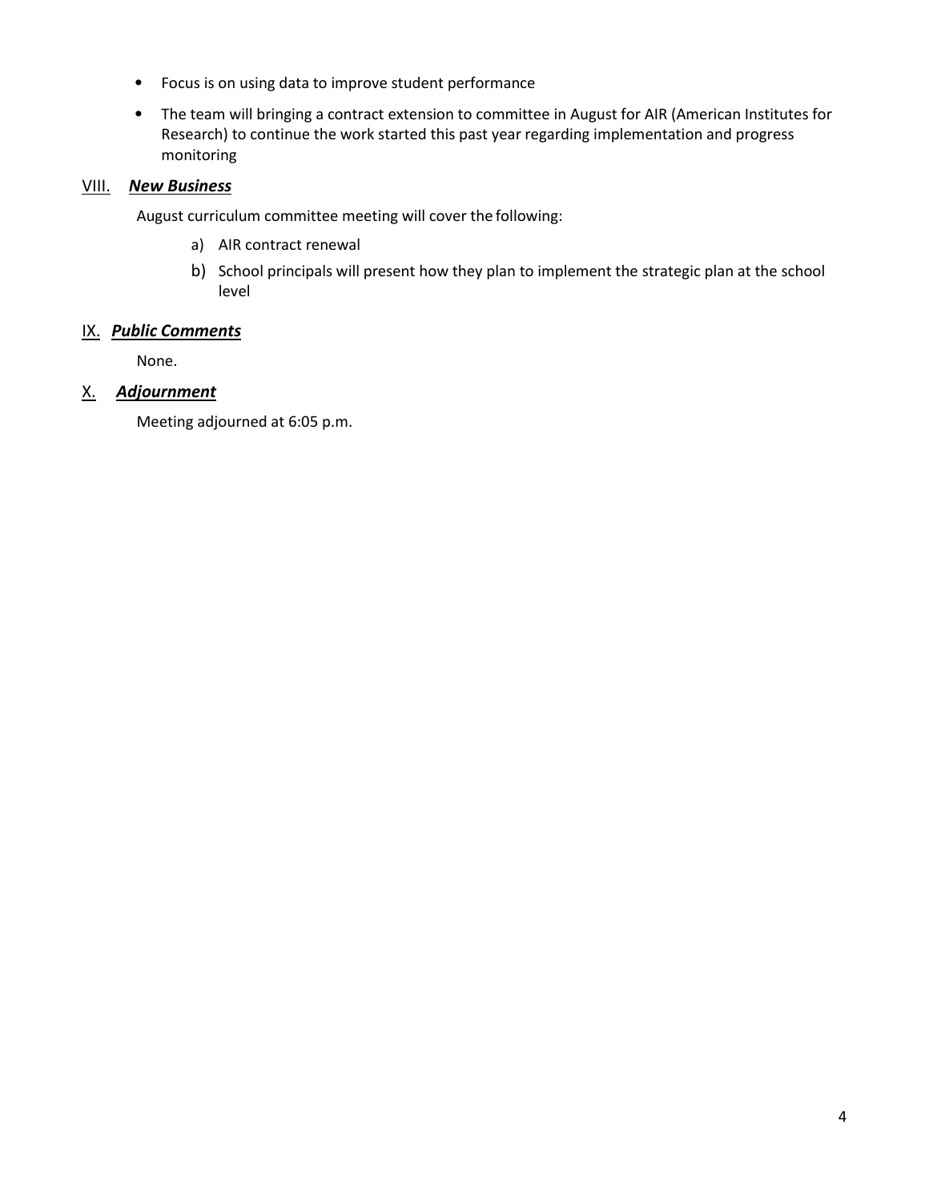- Focus is on using data to improve student performance
- The team will bringing a contract extension to committee in August for AIR (American Institutes for Research) to continue the work started this past year regarding implementation and progress monitoring

## VIII. ***New Business***

August curriculum committee meeting will cover the following:

a) AIR contract renewal

b) School principals will present how they plan to implement the strategic plan at the school level

## IX. ***Public Comments***

None.

## X. ***Adjournment***

Meeting adjourned at 6:05 p.m.